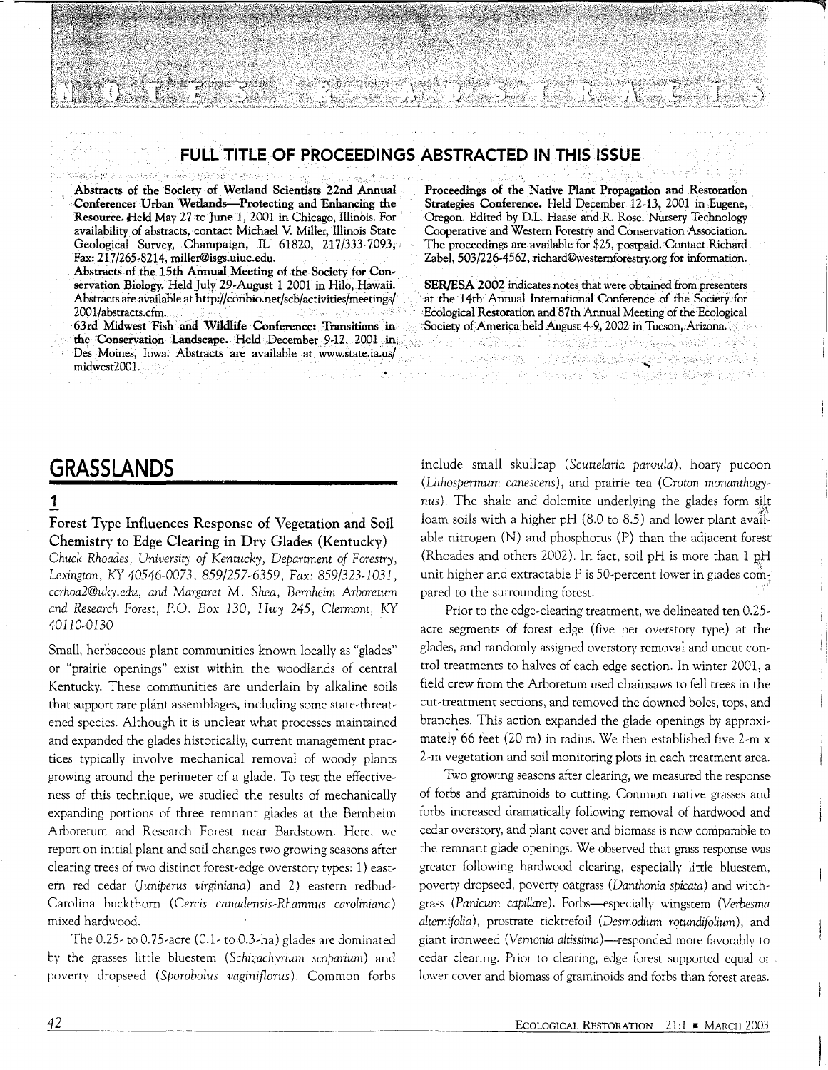# NOTES & ABSTRACTS

## FULL TITLE OF PROCEEDINGS ABSTRACTED IN THIS ISSUE

**Abstracts of the Society of Wetland Scientists 22nd Annual Conference: Urban Wetlands—Protecting and Enhancing the Resource.** Held May 27 to June 1, 2001 in Chicago, Illinois. For availability of abstracts, contact Michael V. Miller, Illinois State Geological Survey, Champaign, IL 61820, 217/333-7093, Fax: 217/265-8214, miller@isgs.uiuc.edu.

**Abstracts of the 15th Annual Meeting of the Society for Conservation Biology.** Held July 29-August 1 2001 in Hilo, Hawaii. Abstracts are available at http://conbio.net/scb/activities/meetings/2001/abstracts.cfm.

**63rd Midwest Fish and Wildlife Conference: Transitions in the Conservation Landscape.** Held December 9-12, 2001 in Des Moines, Iowa. Abstracts are available at www.state.ia.us/midwest2001.

**Proceedings of the Native Plant Propagation and Restoration Strategies Conference.** Held December 12-13, 2001 in Eugene, Oregon. Edited by D.L. Haase and R. Rose. Nursery Technology Cooperative and Western Forestry and Conservation Association. The proceedings are available for $25, postpaid. Contact Richard Zabel, 503/226-4562, richard@westernforestry.org for information.

**SER/ESA 2002** indicates notes that were obtained from presenters at the 14th Annual International Conference of the Society for Ecological Restoration and 87th Annual Meeting of the Ecological Society of America held August 4-9, 2002 in Tucson, Arizona.

## GRASSLANDS

### 1

### Forest Type Influences Response of Vegetation and Soil Chemistry to Edge Clearing in Dry Glades (Kentucky)

*Chuck Rhoades, University of Kentucky, Department of Forestry, Lexington, KY 40546-0073, 859/257-6359, Fax: 859/323-1031, ccrhoa2@uky.edu; and Margaret M. Shea, Bernheim Arboretum and Research Forest, P.O. Box 130, Hwy 245, Clermont, KY 40110-0130*

Small, herbaceous plant communities known locally as "glades" or "prairie openings" exist within the woodlands of central Kentucky. These communities are underlain by alkaline soils that support rare plant assemblages, including some state-threatened species. Although it is unclear what processes maintained and expanded the glades historically, current management practices typically involve mechanical removal of woody plants growing around the perimeter of a glade. To test the effectiveness of this technique, we studied the results of mechanically expanding portions of three remnant glades at the Bernheim Arboretum and Research Forest near Bardstown. Here, we report on initial plant and soil changes two growing seasons after clearing trees of two distinct forest-edge overstory types: 1) eastern red cedar (*Juniperus virginiana*) and 2) eastern redbud-Carolina buckthorn (*Cercis canadensis-Rhamnus caroliniana*) mixed hardwood.

The 0.25- to 0.75-acre (0.1- to 0.3-ha) glades are dominated by the grasses little bluestem (*Schizachyrium scoparium*) and poverty dropseed (*Sporobolus vaginiflorus*). Common forbs include small skullcap (*Scutellaria parvula*), hoary pucoon (*Lithospermum canescens*), and prairie tea (*Croton monanthogynus*). The shale and dolomite underlying the glades form silt loam soils with a higher pH (8.0 to 8.5) and lower plant available nitrogen (N) and phosphorus (P) than the adjacent forest (Rhoades and others 2002). In fact, soil pH is more than 1 pH unit higher and extractable P is 50-percent lower in glades compared to the surrounding forest.

Prior to the edge-clearing treatment, we delineated ten 0.25-acre segments of forest edge (five per overstory type) at the glades, and randomly assigned overstory removal and uncut control treatments to halves of each edge section. In winter 2001, a field crew from the Arboretum used chainsaws to fell trees in the cut-treatment sections, and removed the downed boles, tops, and branches. This action expanded the glade openings by approximately 66 feet (20 m) in radius. We then established five 2-m x 2-m vegetation and soil monitoring plots in each treatment area.

Two growing seasons after clearing, we measured the response of forbs and graminoids to cutting. Common native grasses and forbs increased dramatically following removal of hardwood and cedar overstory, and plant cover and biomass is now comparable to the remnant glade openings. We observed that grass response was greater following hardwood clearing, especially little bluestem, poverty dropseed, poverty oatgrass (*Danthonia spicata*) and witchgrass (*Panicum capillare*). Forbs—especially wingstem (*Verbesina alternifolia*), prostrate ticktrefoil (*Desmodium rotundifolium*), and giant ironweed (*Vernonia altissima*)—responded more favorably to cedar clearing. Prior to clearing, edge forest supported equal or lower cover and biomass of graminoids and forbs than forest areas.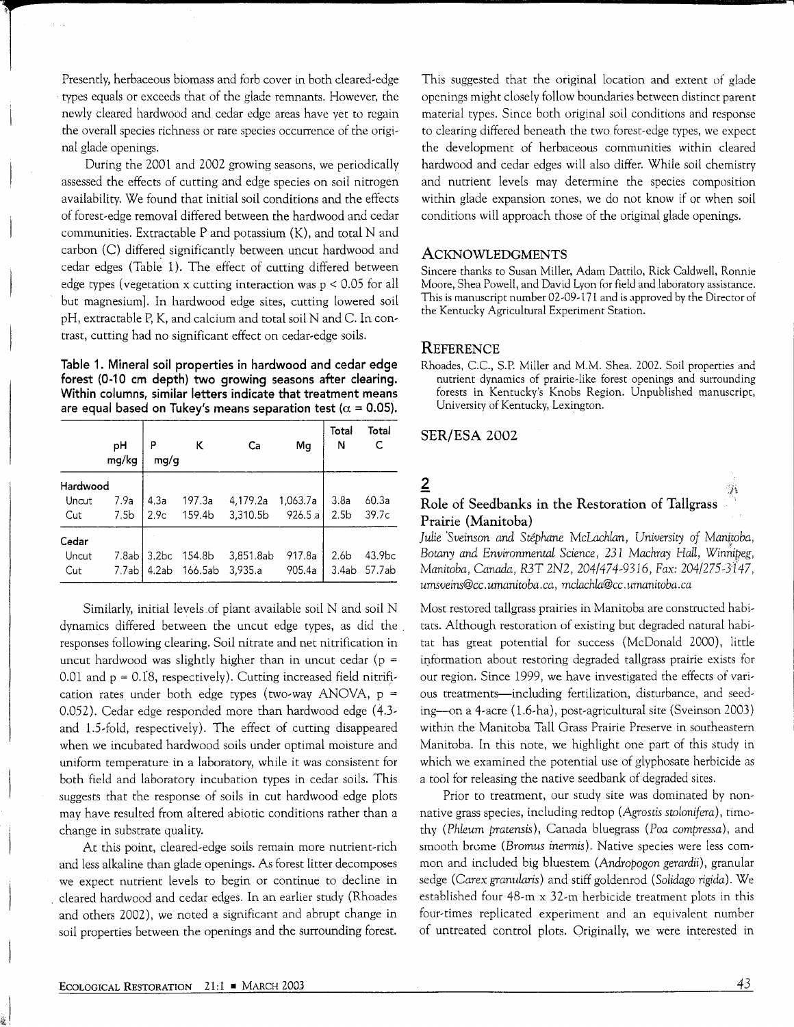Presently, herbaceous biomass and forb cover in both cleared-edge types equals or exceeds that of the glade remnants. However, the newly cleared hardwood and cedar edge areas have yet to regain the overall species richness or rare species occurrence of the original glade openings.

During the 2001 and 2002 growing seasons, we periodically assessed the effects of cutting and edge species on soil nitrogen availability. We found that initial soil conditions and the effects of forest-edge removal differed between the hardwood and cedar communities. Extractable P and potassium (K), and total N and carbon (C) differed significantly between uncut hardwood and cedar edges (Table 1). The effect of cutting differed between edge types (vegetation x cutting interaction was $p < 0.05$ for all but magnesium]. In hardwood edge sites, cutting lowered soil pH, extractable P, K, and calcium and total soil N and C. In contrast, cutting had no significant effect on cedar-edge soils.

**Table 1. Mineral soil properties in hardwood and cedar edge forest (0-10 cm depth) two growing seasons after clearing. Within columns, similar letters indicate that treatment means are equal based on Tukey's means separation test ($\alpha = 0.05$).**

| | pH mg/kg | P mg/g | K | Ca | Mg | Total N | Total C |
|---|---|---|---|---|---|---|---|
| **Hardwood** | | | | | | | |
| Uncut | 7.9a | 4.3a | 197.3a | 4,179.2a | 1,063.7a | 3.8a | 60.3a |
| Cut | 7.5b | 2.9c | 159.4b | 3,310.5b | 926.5 a | 2.5b | 39.7c |
| **Cedar** | | | | | | | |
| Uncut | 7.8ab | 3.2bc | 154.8b | 3,851.8ab | 917.8a | 2.6b | 43.9bc |
| Cut | 7.7ab | 4.2ab | 166.5ab | 3,935.a | 905.4a | 3.4ab | 57.7ab |

Similarly, initial levels of plant available soil N and soil N dynamics differed between the uncut edge types, as did the responses following clearing. Soil nitrate and net nitrification in uncut hardwood was slightly higher than in uncut cedar ($p = 0.01$ and $p = 0.18$, respectively). Cutting increased field nitrification rates under both edge types (two-way ANOVA, $p = 0.052$). Cedar edge responded more than hardwood edge (4.3- and 1.5-fold, respectively). The effect of cutting disappeared when we incubated hardwood soils under optimal moisture and uniform temperature in a laboratory, while it was consistent for both field and laboratory incubation types in cedar soils. This suggests that the response of soils in cut hardwood edge plots may have resulted from altered abiotic conditions rather than a change in substrate quality.

At this point, cleared-edge soils remain more nutrient-rich and less alkaline than glade openings. As forest litter decomposes we expect nutrient levels to begin or continue to decline in cleared hardwood and cedar edges. In an earlier study (Rhoades and others 2002), we noted a significant and abrupt change in soil properties between the openings and the surrounding forest. This suggested that the original location and extent of glade openings might closely follow boundaries between distinct parent material types. Since both original soil conditions and response to clearing differed beneath the two forest-edge types, we expect the development of herbaceous communities within cleared hardwood and cedar edges will also differ. While soil chemistry and nutrient levels may determine the species composition within glade expansion zones, we do not know if or when soil conditions will approach those of the original glade openings.

## Acknowledgments

Sincere thanks to Susan Miller, Adam Dattilo, Rick Caldwell, Ronnie Moore, Shea Powell, and David Lyon for field and laboratory assistance. This is manuscript number 02-09-171 and is approved by the Director of the Kentucky Agricultural Experiment Station.

## Reference

Rhoades, C.C., S.P. Miller and M.M. Shea. 2002. Soil properties and nutrient dynamics of prairie-like forest openings and surrounding forests in Kentucky's Knobs Region. Unpublished manuscript, University of Kentucky, Lexington.

## SER/ESA 2002

## 2

### Role of Seedbanks in the Restoration of Tallgrass Prairie (Manitoba)

*Julie Sveinson and Stéphane McLachlan, University of Manitoba, Botany and Environmental Science, 231 Machray Hall, Winnipeg, Manitoba, Canada, R3T 2N2, 204/474-9316, Fax: 204/275-3147, umsveins@cc.umanitoba.ca, mclachla@cc.umanitoba.ca*

Most restored tallgrass prairies in Manitoba are constructed habitats. Although restoration of existing but degraded natural habitat has great potential for success (McDonald 2000), little information about restoring degraded tallgrass prairie exists for our region. Since 1999, we have investigated the effects of various treatments—including fertilization, disturbance, and seeding—on a 4-acre (1.6-ha), post-agricultural site (Sveinson 2003) within the Manitoba Tall Grass Prairie Preserve in southeastern Manitoba. In this note, we highlight one part of this study in which we examined the potential use of glyphosate herbicide as a tool for releasing the native seedbank of degraded sites.

Prior to treatment, our study site was dominated by non-native grass species, including redtop (*Agrostis stolonifera*), timothy (*Phleum pratensis*), Canada bluegrass (*Poa compressa*), and smooth brome (*Bromus inermis*). Native species were less common and included big bluestem (*Andropogon gerardii*), granular sedge (*Carex granularis*) and stiff goldenrod (*Solidago rigida*). We established four 48-m x 32-m herbicide treatment plots in this four-times replicated experiment and an equivalent number of untreated control plots. Originally, we were interested in